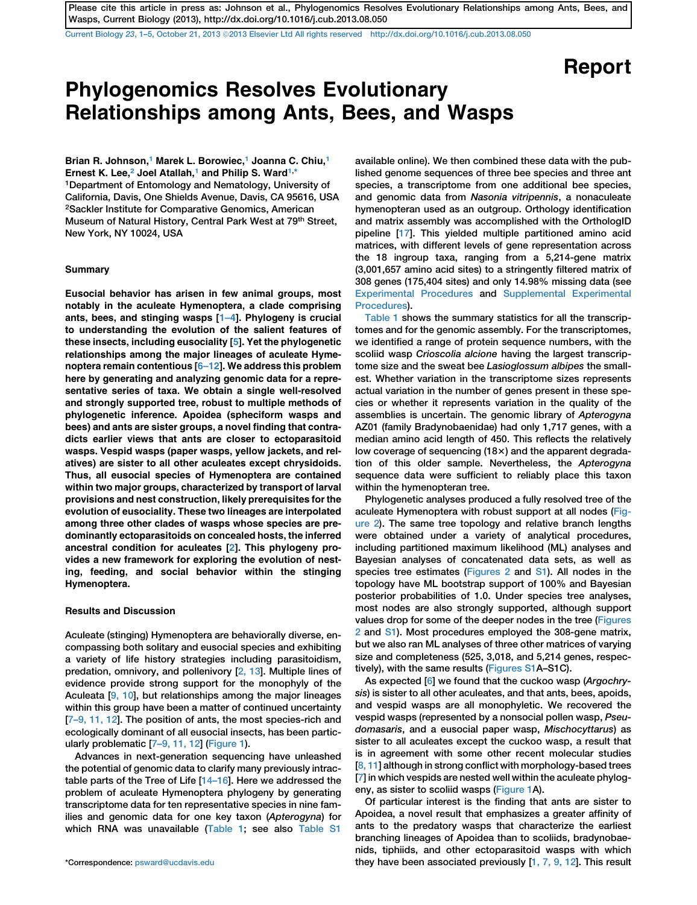Please cite this article in press as: Johnson et al., Phylogenomics Resolves Evolutionary Relationships among Ants, Bees, and Wasps, Current Biology (2013), http://dx.doi.org/10.1016/j.cub.2013.08.050

Report

# Phylogenomics Resolves Evolutionary Relationships among Ants, Bees, and Wasps

Brian R. Johnson,[1] Marek L. Borowiec,[1] Joanna C. Chiu,[1] Ernest K. Lee,[2] Joel Atallah,[1] and Philip S. Ward[1,*]

[1]Department of Entomology and Nematology, University of California, Davis, One Shields Avenue, Davis, CA 95616, USA

[2]Sackler Institute for Comparative Genomics, American Museum of Natural History, Central Park West at 79th Street, New York, NY 10024, USA

## Summary

**Eusocial behavior has arisen in few animal groups, most notably in the aculeate Hymenoptera, a clade comprising ants, bees, and stinging wasps [1–4]. Phylogeny is crucial to understanding the evolution of the salient features of these insects, including eusociality [5]. Yet the phylogenetic relationships among the major lineages of aculeate Hymenoptera remain contentious [6–12]. We address this problem here by generating and analyzing genomic data for a representative series of taxa. We obtain a single well-resolved and strongly supported tree, robust to multiple methods of phylogenetic inference. Apoidea (spheciform wasps and bees) and ants are sister groups, a novel finding that contradicts earlier views that ants are closer to ectoparasitoid wasps. Vespid wasps (paper wasps, yellow jackets, and relatives) are sister to all other aculeates except chrysidoids. Thus, all eusocial species of Hymenoptera are contained within two major groups, characterized by transport of larval provisions and nest construction, likely prerequisites for the evolution of eusociality. These two lineages are interpolated among three other clades of wasps whose species are predominantly ectoparasitoids on concealed hosts, the inferred ancestral condition for aculeates [2]. This phylogeny provides a new framework for exploring the evolution of nesting, feeding, and social behavior within the stinging Hymenoptera.**

## Results and Discussion

Aculeate (stinging) Hymenoptera are behaviorally diverse, encompassing both solitary and eusocial species and exhibiting a variety of life history strategies including parasitoidism, predation, omnivory, and pollenivory [2, 13]. Multiple lines of evidence provide strong support for the monophyly of the Aculeata [9, 10], but relationships among the major lineages within this group have been a matter of continued uncertainty [7–9, 11, 12]. The position of ants, the most species-rich and ecologically dominant of all eusocial insects, has been particularly problematic [7–9, 11, 12] (Figure 1).

Advances in next-generation sequencing have unleashed the potential of genomic data to clarify many previously intractable parts of the Tree of Life [14–16]. Here we addressed the problem of aculeate Hymenoptera phylogeny by generating transcriptome data for ten representative species in nine families and genomic data for one key taxon (*Apterogyna*) for which RNA was unavailable (Table 1; see also Table S1 available online). We then combined these data with the published genome sequences of three bee species and three ant species, a transcriptome from one additional bee species, and genomic data from *Nasonia vitripennis*, a nonaculeate hymenopteran used as an outgroup. Orthology identification and matrix assembly was accomplished with the OrthologID pipeline [17]. This yielded multiple partitioned amino acid matrices, with different levels of gene representation across the 18 ingroup taxa, ranging from a 5,214-gene matrix (3,001,657 amino acid sites) to a stringently filtered matrix of 308 genes (175,404 sites) and only 14.98% missing data (see Experimental Procedures and Supplemental Experimental Procedures).

Table 1 shows the summary statistics for all the transcriptomes and for the genomic assembly. For the transcriptomes, we identified a range of protein sequence numbers, with the scoliid wasp *Crioscolia alcione* having the largest transcriptome size and the sweat bee *Lasioglossum albipes* the smallest. Whether variation in the transcriptome sizes represents actual variation in the number of genes present in these species or whether it represents variation in the quality of the assemblies is uncertain. The genomic library of *Apterogyna* AZ01 (family Bradynobaenidae) had only 1,717 genes, with a median amino acid length of 450. This reflects the relatively low coverage of sequencing (18×) and the apparent degradation of this older sample. Nevertheless, the *Apterogyna* sequence data were sufficient to reliably place this taxon within the hymenopteran tree.

Phylogenetic analyses produced a fully resolved tree of the aculeate Hymenoptera with robust support at all nodes (Figure 2). The same tree topology and relative branch lengths were obtained under a variety of analytical procedures, including partitioned maximum likelihood (ML) analyses and Bayesian analyses of concatenated data sets, as well as species tree estimates (Figures 2 and S1). All nodes in the topology have ML bootstrap support of 100% and Bayesian posterior probabilities of 1.0. Under species tree analyses, most nodes are also strongly supported, although support values drop for some of the deeper nodes in the tree (Figures 2 and S1). Most procedures employed the 308-gene matrix, but we also ran ML analyses of three other matrices of varying size and completeness (525, 3,018, and 5,214 genes, respectively), with the same results (Figures S1A–S1C).

As expected [6] we found that the cuckoo wasp (*Argochrysis*) is sister to all other aculeates, and that ants, bees, apoids, and vespid wasps are all monophyletic. We recovered the vespid wasps (represented by a nonsocial pollen wasp, *Pseudomasaris*, and a eusocial paper wasp, *Mischocyttarus*) as sister to all aculeates except the cuckoo wasp, a result that is in agreement with some other recent molecular studies [8, 11] although in strong conflict with morphology-based trees [7] in which vespids are nested well within the aculeate phylogeny, as sister to scoliid wasps (Figure 1A).

Of particular interest is the finding that ants are sister to Apoidea, a novel result that emphasizes a greater affinity of ants to the predatory wasps that characterize the earliest branching lineages of Apoidea than to scoliids, bradynobaenids, tiphiids, and other ectoparasitoid wasps with which they have been associated previously [1, 7, 9, 12]. This result

*Correspondence: psward@ucdavis.edu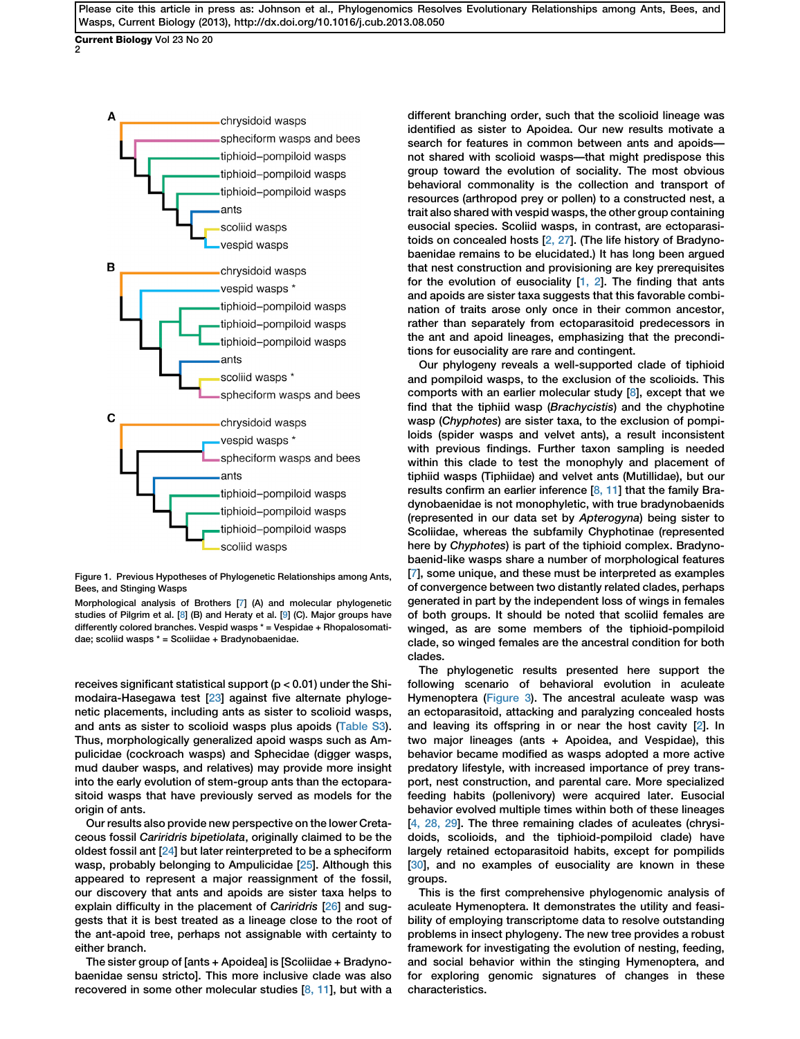Figure 1. Previous Hypotheses of Phylogenetic Relationships among Ants, Bees, and Stinging Wasps

Morphological analysis of Brothers [7] (A) and molecular phylogenetic studies of Pilgrim et al. [8] (B) and Heraty et al. [9] (C). Major groups have differently colored branches. Vespid wasps * = Vespidae + Rhopalosomatidae; scoliid wasps * = Scoliidae + Bradynobaenidae.

receives significant statistical support ($p < 0.01$) under the Shimodaira-Hasegawa test [23] against five alternate phylogenetic placements, including ants as sister to scolioid wasps, and ants as sister to scolioid wasps plus apoids (Table S3). Thus, morphologically generalized apoid wasps such as Ampulicidae (cockroach wasps) and Sphecidae (digger wasps, mud dauber wasps, and relatives) may provide more insight into the early evolution of stem-group ants than the ectoparasitoid wasps that have previously served as models for the origin of ants.

Our results also provide new perspective on the lower Cretaceous fossil *Cariridris bipetiolata*, originally claimed to be the oldest fossil ant [24] but later reinterpreted to be a spheciform wasp, probably belonging to Ampulicidae [25]. Although this appeared to represent a major reassignment of the fossil, our discovery that ants and apoids are sister taxa helps to explain difficulty in the placement of *Cariridris* [26] and suggests that it is best treated as a lineage close to the root of the ant-apoid tree, perhaps not assignable with certainty to either branch.

The sister group of [ants + Apoidea] is [Scoliidae + Bradynobaenidae sensu stricto]. This more inclusive clade was also recovered in some other molecular studies [8, 11], but with a different branching order, such that the scolioid lineage was identified as sister to Apoidea. Our new results motivate a search for features in common between ants and apoids—not shared with scolioid wasps—that might predispose this group toward the evolution of sociality. The most obvious behavioral commonality is the collection and transport of resources (arthropod prey or pollen) to a constructed nest, a trait also shared with vespid wasps, the other group containing eusocial species. Scoliid wasps, in contrast, are ectoparasitoids on concealed hosts [2, 27]. (The life history of Bradynobaenidae remains to be elucidated.) It has long been argued that nest construction and provisioning are key prerequisites for the evolution of eusociality [1, 2]. The finding that ants and apoids are sister taxa suggests that this favorable combination of traits arose only once in their common ancestor, rather than separately from ectoparasitoid predecessors in the ant and apoid lineages, emphasizing that the preconditions for eusociality are rare and contingent.

Our phylogeny reveals a well-supported clade of tiphioid and pompiloid wasps, to the exclusion of the scolioids. This comports with an earlier molecular study [8], except that we find that the tiphiid wasp (*Brachycistis*) and the chyphotine wasp (*Chyphotes*) are sister taxa, to the exclusion of pompiloids (spider wasps and velvet ants), a result inconsistent with previous findings. Further taxon sampling is needed within this clade to test the monophyly and placement of tiphiid wasps (Tiphiidae) and velvet ants (Mutillidae), but our results confirm an earlier inference [8, 11] that the family Bradynobaenidae is not monophyletic, with true bradynobaenids (represented in our data set by *Apterogyna*) being sister to Scoliidae, whereas the subfamily Chyphotinae (represented here by *Chyphotes*) is part of the tiphioid complex. Bradynobaenid-like wasps share a number of morphological features [7], some unique, and these must be interpreted as examples of convergence between two distantly related clades, perhaps generated in part by the independent loss of wings in females of both groups. It should be noted that scoliid females are winged, as are some members of the tiphioid-pompiloid clade, so winged females are the ancestral condition for both clades.

The phylogenetic results presented here support the following scenario of behavioral evolution in aculeate Hymenoptera (Figure 3). The ancestral aculeate wasp was an ectoparasitoid, attacking and paralyzing concealed hosts and leaving its offspring in or near the host cavity [2]. In two major lineages (ants + Apoidea, and Vespidae), this behavior became modified as wasps adopted a more active predatory lifestyle, with increased importance of prey transport, nest construction, and parental care. More specialized feeding habits (pollenivory) were acquired later. Eusocial behavior evolved multiple times within both of these lineages [4, 28, 29]. The three remaining clades of aculeates (chrysidoids, scolioids, and the tiphioid-pompiloid clade) have largely retained ectoparasitoid habits, except for pompilids [30], and no examples of eusociality are known in these groups.

This is the first comprehensive phylogenomic analysis of aculeate Hymenoptera. It demonstrates the utility and feasibility of employing transcriptome data to resolve outstanding problems in insect phylogeny. The new tree provides a robust framework for investigating the evolution of nesting, feeding, and social behavior within the stinging Hymenoptera, and for exploring genomic signatures of changes in these characteristics.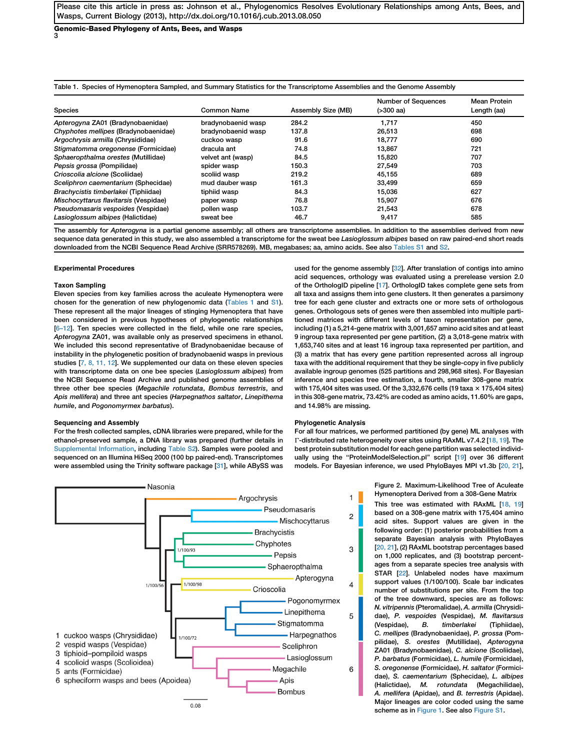Please cite this article in press as: Johnson et al., Phylogenomics Resolves Evolutionary Relationships among Ants, Bees, and Wasps, Current Biology (2013), http://dx.doi.org/10.1016/j.cub.2013.08.050

Table 1. Species of Hymenoptera Sampled, and Summary Statistics for the Transcriptome Assemblies and the Genome Assembly

| Species | Common Name | Assembly Size (MB) | Number of Sequences (>300 aa) | Mean Protein Length (aa) |
|---|---|---|---|---|
| *Apterogyna* ZA01 (Bradynobaenidae) | bradynobaenid wasp | 284.2 | 1,717 | 450 |
| *Chyphotes mellipes* (Bradynobaenidae) | bradynobaenid wasp | 137.8 | 26,513 | 698 |
| *Argochrysis armilla* (Chrysididae) | cuckoo wasp | 91.6 | 18,777 | 690 |
| *Stigmatomma oregonense* (Formicidae) | dracula ant | 74.8 | 13,867 | 721 |
| *Sphaeropthalma orestes* (Mutillidae) | velvet ant (wasp) | 84.5 | 15,820 | 707 |
| *Pepsis grossa* (Pompilidae) | spider wasp | 150.3 | 27,549 | 703 |
| *Crioscolia alcione* (Scoliidae) | scoliid wasp | 219.2 | 45,155 | 689 |
| *Sceliphron caementarium* (Sphecidae) | mud dauber wasp | 161.3 | 33,499 | 659 |
| *Brachycistis timberlakei* (Tiphiidae) | tiphiid wasp | 84.3 | 15,036 | 627 |
| *Mischocyttarus flavitarsis* (Vespidae) | paper wasp | 76.8 | 15,907 | 676 |
| *Pseudomasaris vespoides* (Vespidae) | pollen wasp | 103.7 | 21,543 | 678 |
| *Lasioglossum albipes* (Halictidae) | sweat bee | 46.7 | 9,417 | 585 |

The assembly for *Apterogyna* is a partial genome assembly; all others are transcriptome assemblies. In addition to the assemblies derived from new sequence data generated in this study, we also assembled a transcriptome for the sweat bee *Lasioglossum albipes* based on raw paired-end short reads downloaded from the NCBI Sequence Read Archive (SRR578269). MB, megabases; aa, amino acids. See also Tables S1 and S2.

## Experimental Procedures

### Taxon Sampling

Eleven species from key families across the aculeate Hymenoptera were chosen for the generation of new phylogenomic data (Tables 1 and S1). These represent all the major lineages of stinging Hymenoptera that have been considered in previous hypotheses of phylogenetic relationships [6–12]. Ten species were collected in the field, while one rare species, *Apterogyna* ZA01, was available only as preserved specimens in ethanol. We included this second representative of Bradynobaenidae because of instability in the phylogenetic position of bradynobaenid wasps in previous studies [7, 8, 11, 12]. We supplemented our data on these eleven species with transcriptome data on one bee species (*Lasioglossum albipes*) from the NCBI Sequence Read Archive and published genome assemblies of three other bee species (*Megachile rotundata*, *Bombus terrestris*, and *Apis mellifera*) and three ant species (*Harpegnathos saltator*, *Linepithema humile*, and *Pogonomyrmex barbatus*).

### Sequencing and Assembly

For the fresh collected samples, cDNA libraries were prepared, while for the ethanol-preserved sample, a DNA library was prepared (further details in Supplemental Information, including Table S2). Samples were pooled and sequenced on an Illumina HiSeq 2000 (100 bp paired-end). Transcriptomes were assembled using the Trinity software package [31], while ABySS was used for the genome assembly [32]. After translation of contigs into amino acid sequences, orthology was evaluated using a prerelease version 2.0 of the OrthologID pipeline [17]. OrthologID takes complete gene sets from all taxa and assigns them into gene clusters. It then generates a parsimony tree for each gene cluster and extracts one or more sets of orthologous genes. Orthologous sets of genes were then assembled into multiple partitioned matrices with different levels of taxon representation per gene, including (1) a 5,214-gene matrix with 3,001,657 amino acid sites and at least 9 ingroup taxa represented per gene partition, (2) a 3,018-gene matrix with 1,653,740 sites and at least 16 ingroup taxa represented per partition, and (3) a matrix that has every gene partition represented across all ingroup taxa with the additional requirement that they be single-copy in five publicly available ingroup genomes (525 partitions and 298,968 sites). For Bayesian inference and species tree estimation, a fourth, smaller 308-gene matrix with 175,404 sites was used. Of the 3,332,676 cells (19 taxa × 175,404 sites) in this 308-gene matrix, 73.42% are coded as amino acids, 11.60% are gaps, and 14.98% are missing.

### Phylogenetic Analysis

For all four matrices, we performed partitioned (by gene) ML analyses with Γ-distributed rate heterogeneity over sites using RAxML v7.4.2 [18, 19]. The best protein substitution model for each gene partition was selected individually using the "ProteinModelSelection.pl" script [19] over 36 different models. For Bayesian inference, we used PhyloBayes MPI v1.3b [20, 21],

Figure 2. Maximum-Likelihood Tree of Aculeate Hymenoptera Derived from a 308-Gene Matrix

This tree was estimated with RAxML [18, 19] based on a 308-gene matrix with 175,404 amino acid sites. Support values are given in the following order: (1) posterior probabilities from a separate Bayesian analysis with PhyloBayes [20, 21], (2) RAxML bootstrap percentages based on 1,000 replicates, and (3) bootstrap percentages from a separate species tree analysis with STAR [22]. Unlabeled nodes have maximum support values (1/100/100). Scale bar indicates number of substitutions per site. From the top of the tree downward, species are as follows: *N. vitripennis* (Pteromalidae), *A. armilla* (Chrysididae), *P. vespoides* (Vespidae), *M. flavitarsus* (Vespidae), *B. timberlakei* (Tiphiidae), *C. mellipes* (Bradynobaenidae), *P. grossa* (Pompilidae), *S. orestes* (Mutillidae), *Apterogyna* ZA01 (Bradynobaenidae), *C. alcione* (Scoliidae), *P. barbatus* (Formicidae), *L. humile* (Formicidae), *S. oregonense* (Formicidae), *H. saltator* (Formicidae), *S. caementarium* (Sphecidae), *L. albipes* (Halictidae), *M. rotundata* (Megachilidae), *A. mellifera* (Apidae), and *B. terrestris* (Apidae). Major lineages are color coded using the same scheme as in Figure 1. See also Figure S1.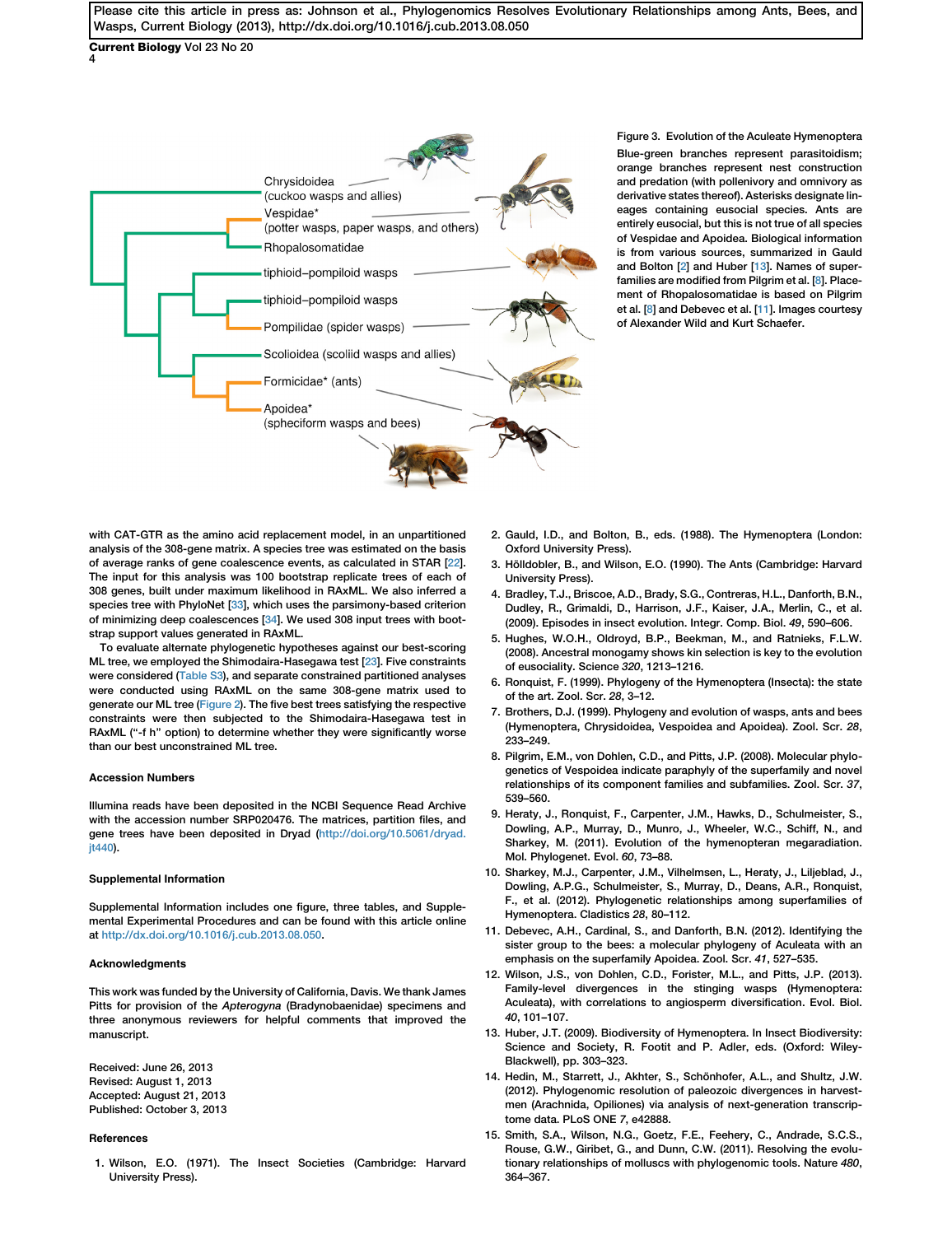Figure 3. Evolution of the Aculeate Hymenoptera

Blue-green branches represent parasitoidism; orange branches represent nest construction and predation (with pollenivory and omnivory as derivative states thereof). Asterisks designate lineages containing eusocial species. Ants are entirely eusocial, but this is not true of all species of Vespidae and Apoidea. Biological information is from various sources, summarized in Gauld and Bolton [2] and Huber [13]. Names of superfamilies are modified from Pilgrim et al. [8]. Placement of Rhopalosomatidae is based on Pilgrim et al. [8] and Debevec et al. [11]. Images courtesy of Alexander Wild and Kurt Schaefer.

with CAT-GTR as the amino acid replacement model, in an unpartitioned analysis of the 308-gene matrix. A species tree was estimated on the basis of average ranks of gene coalescence events, as calculated in STAR [22]. The input for this analysis was 100 bootstrap replicate trees of 308 genes, built under maximum likelihood in RAxML. We also inferred a species tree with PhyloNet [33], which uses the parsimony-based criterion of minimizing deep coalescences [34]. We used 308 input trees with bootstrap support values generated in RAxML.

To evaluate alternate phylogenetic hypotheses against our best-scoring ML tree, we employed the Shimodaira-Hasegawa test [23]. Five constraints were considered (Table S3), and separate constrained partitioned analyses were conducted using RAxML on the same 308-gene matrix used to generate our ML tree (Figure 2). The five best trees satisfying the respective constraints were then subjected to the Shimodaira-Hasegawa test in RAxML ("-f h" option) to determine whether they were significantly worse than our best unconstrained ML tree.

### Accession Numbers

Illumina reads have been deposited in the NCBI Sequence Read Archive with the accession number SRP020476. The matrices, partition files, and gene trees have been deposited in Dryad (http://doi.org/10.5061/dryad.jt440).

### Supplemental Information

Supplemental Information includes one figure, three tables, and Supplemental Experimental Procedures and can be found with this article online at http://dx.doi.org/10.1016/j.cub.2013.08.050.

### Acknowledgments

This work was funded by the University of California, Davis. We thank James Pitts for provision of the *Apterogyna* (Bradynobaenidae) specimens and three anonymous reviewers for helpful comments that improved the manuscript.

Received: June 26, 2013
Revised: August 1, 2013
Accepted: August 21, 2013
Published: October 3, 2013

### References

1. Wilson, E.O. (1971). The Insect Societies (Cambridge: Harvard University Press).
2. Gauld, I.D., and Bolton, B., eds. (1988). The Hymenoptera (London: Oxford University Press).
3. Hölldobler, B., and Wilson, E.O. (1990). The Ants (Cambridge: Harvard University Press).
4. Bradley, T.J., Briscoe, A.D., Brady, S.G., Contreras, H.L., Danforth, B.N., Dudley, R., Grimaldi, D., Harrison, J.F., Kaiser, J.A., Merlin, C., et al. (2009). Episodes in insect evolution. Integr. Comp. Biol. *49*, 590–606.
5. Hughes, W.O.H., Oldroyd, B.P., Beekman, M., and Ratnieks, F.L.W. (2008). Ancestral monogamy shows kin selection is key to the evolution of eusociality. Science *320*, 1213–1216.
6. Ronquist, F. (1999). Phylogeny of the Hymenoptera (Insecta): the state of the art. Zool. Scr. *28*, 3–12.
7. Brothers, D.J. (1999). Phylogeny and evolution of wasps, ants and bees (Hymenoptera, Chrysidoidea, Vespoidea and Apoidea). Zool. Scr. *28*, 233–249.
8. Pilgrim, E.M., von Dohlen, C.D., and Pitts, J.P. (2008). Molecular phylogenetics of Vespoidea indicate paraphyly of the superfamily and novel relationships of its component families and subfamilies. Zool. Scr. *37*, 539–560.
9. Heraty, J., Ronquist, F., Carpenter, J.M., Hawks, D., Schulmeister, S., Dowling, A.P., Murray, D., Munro, J., Wheeler, W.C., Schiff, N., and Sharkey, M. (2011). Evolution of the hymenopteran megaradiation. Mol. Phylogenet. Evol. *60*, 73–88.
10. Sharkey, M.J., Carpenter, J.M., Vilhelmsen, L., Heraty, J., Liljeblad, J., Dowling, A.P.G., Schulmeister, S., Murray, D., Deans, A.R., Ronquist, F., et al. (2012). Phylogenetic relationships among superfamilies of Hymenoptera. Cladistics *28*, 80–112.
11. Debevec, A.H., Cardinal, S., and Danforth, B.N. (2012). Identifying the sister group to the bees: a molecular phylogeny of Aculeata with an emphasis on the superfamily Apoidea. Zool. Scr. *41*, 527–535.
12. Wilson, J.S., von Dohlen, C.D., Forister, M.L., and Pitts, J.P. (2013). Family-level divergences in the stinging wasps (Hymenoptera: Aculeata), with correlations to angiosperm diversification. Evol. Biol. *40*, 101–107.
13. Huber, J.T. (2009). Biodiversity of Hymenoptera. In Insect Biodiversity: Science and Society, R. Footit and P. Adler, eds. (Oxford: Wiley-Blackwell), pp. 303–323.
14. Hedin, M., Starrett, J., Akhter, S., Schönhofer, A.L., and Shultz, J.W. (2012). Phylogenomic resolution of paleozoic divergences in harvestmen (Arachnida, Opiliones) via analysis of next-generation transcriptome data. PLoS ONE *7*, e42888.
15. Smith, S.A., Wilson, N.G., Goetz, F.E., Feehery, C., Andrade, S.C.S., Rouse, G.W., Giribet, G., and Dunn, C.W. (2011). Resolving the evolutionary relationships of molluscs with phylogenomic tools. Nature *480*, 364–367.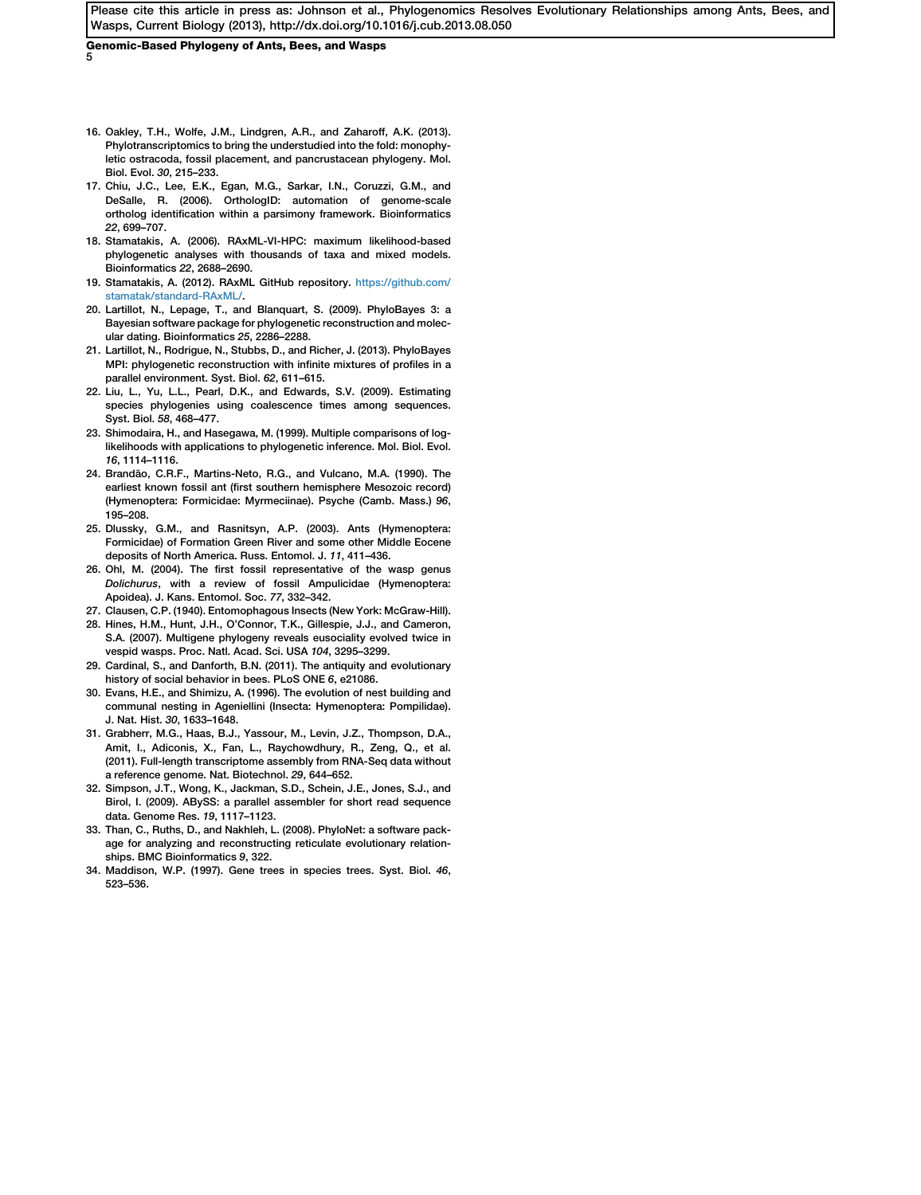16. Oakley, T.H., Wolfe, J.M., Lindgren, A.R., and Zaharoff, A.K. (2013). Phylotranscriptomics to bring the understudied into the fold: monophyletic ostracoda, fossil placement, and pancrustacean phylogeny. Mol. Biol. Evol. *30*, 215–233.
17. Chiu, J.C., Lee, E.K., Egan, M.G., Sarkar, I.N., Coruzzi, G.M., and DeSalle, R. (2006). OrthologID: automation of genome-scale ortholog identification within a parsimony framework. Bioinformatics *22*, 699–707.
18. Stamatakis, A. (2006). RAxML-VI-HPC: maximum likelihood-based phylogenetic analyses with thousands of taxa and mixed models. Bioinformatics *22*, 2688–2690.
19. Stamatakis, A. (2012). RAxML GitHub repository. https://github.com/stamatak/standard-RAxML/.
20. Lartillot, N., Lepage, T., and Blanquart, S. (2009). PhyloBayes 3: a Bayesian software package for phylogenetic reconstruction and molecular dating. Bioinformatics *25*, 2286–2288.
21. Lartillot, N., Rodrigue, N., Stubbs, D., and Richer, J. (2013). PhyloBayes MPI: phylogenetic reconstruction with infinite mixtures of profiles in a parallel environment. Syst. Biol. *62*, 611–615.
22. Liu, L., Yu, L.L., Pearl, D.K., and Edwards, S.V. (2009). Estimating species phylogenies using coalescence times among sequences. Syst. Biol. *58*, 468–477.
23. Shimodaira, H., and Hasegawa, M. (1999). Multiple comparisons of log-likelihoods with applications to phylogenetic inference. Mol. Biol. Evol. *16*, 1114–1116.
24. Brandão, C.R.F., Martins-Neto, R.G., and Vulcano, M.A. (1990). The earliest known fossil ant (first southern hemisphere Mesozoic record) (Hymenoptera: Formicidae: Myrmeciinae). Psyche (Camb. Mass.) *96*, 195–208.
25. Dlussky, G.M., and Rasnitsyn, A.P. (2003). Ants (Hymenoptera: Formicidae) of Formation Green River and some other Middle Eocene deposits of North America. Russ. Entomol. J. *11*, 411–436.
26. Ohl, M. (2004). The first fossil representative of the wasp genus *Dolichurus*, with a review of fossil Ampulicidae (Hymenoptera: Apoidea). J. Kans. Entomol. Soc. *77*, 332–342.
27. Clausen, C.P. (1940). Entomophagous Insects (New York: McGraw-Hill).
28. Hines, H.M., Hunt, J.H., O'Connor, T.K., Gillespie, J.J., and Cameron, S.A. (2007). Multigene phylogeny reveals eusociality evolved twice in vespid wasps. Proc. Natl. Acad. Sci. USA *104*, 3295–3299.
29. Cardinal, S., and Danforth, B.N. (2011). The antiquity and evolutionary history of social behavior in bees. PLoS ONE *6*, e21086.
30. Evans, H.E., and Shimizu, A. (1996). The evolution of nest building and communal nesting in Ageniellini (Insecta: Hymenoptera: Pompilidae). J. Nat. Hist. *30*, 1633–1648.
31. Grabherr, M.G., Haas, B.J., Yassour, M., Levin, J.Z., Thompson, D.A., Amit, I., Adiconis, X., Fan, L., Raychowdhury, R., Zeng, Q., et al. (2011). Full-length transcriptome assembly from RNA-Seq data without a reference genome. Nat. Biotechnol. *29*, 644–652.
32. Simpson, J.T., Wong, K., Jackman, S.D., Schein, J.E., Jones, S.J., and Birol, I. (2009). ABySS: a parallel assembler for short read sequence data. Genome Res. *19*, 1117–1123.
33. Than, C., Ruths, D., and Nakhleh, L. (2008). PhyloNet: a software package for analyzing and reconstructing reticulate evolutionary relationships. BMC Bioinformatics *9*, 322.
34. Maddison, W.P. (1997). Gene trees in species trees. Syst. Biol. *46*, 523–536.